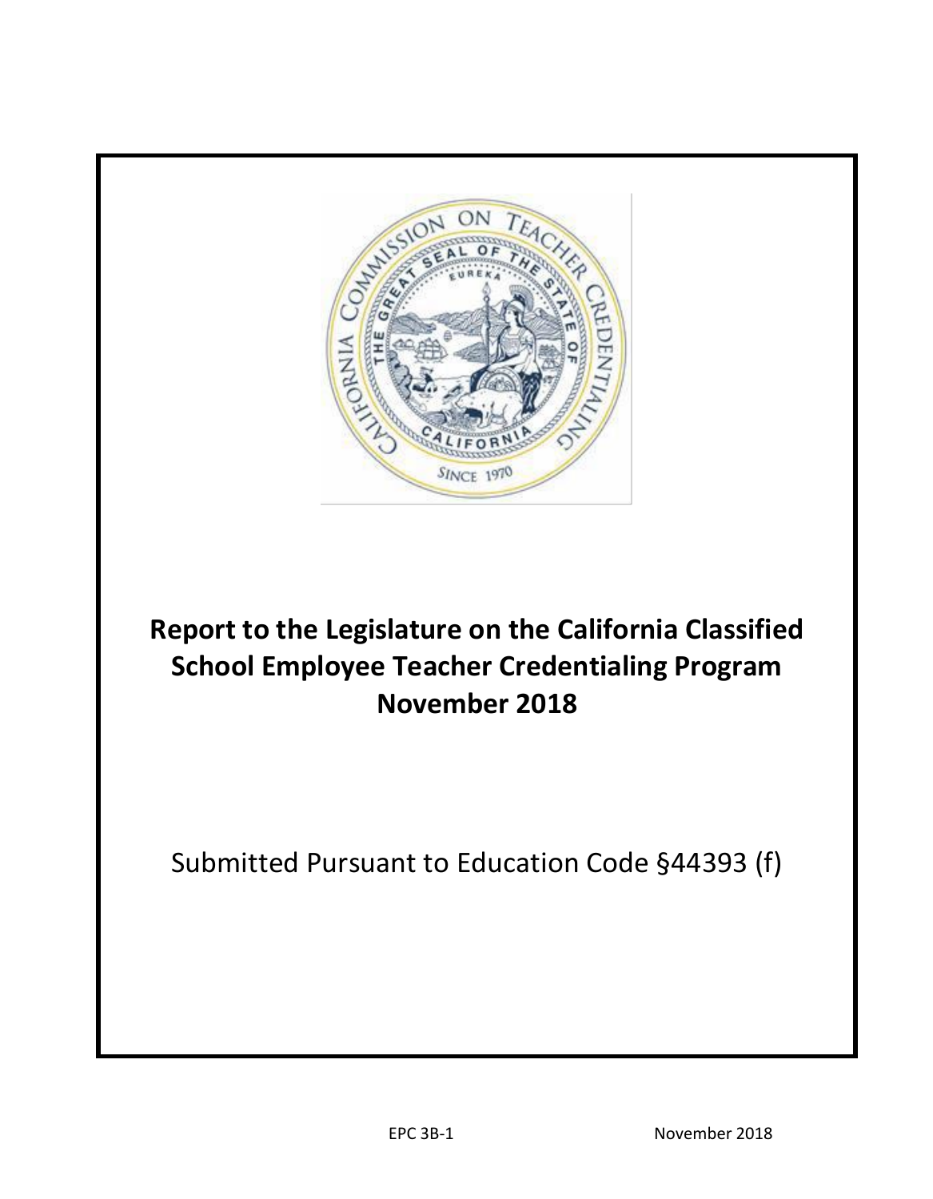# Report to the Legislature on the California Classified School Employee Teacher Credentialing Program November 2018

Submitted Pursuant to Education Code §44393 (f)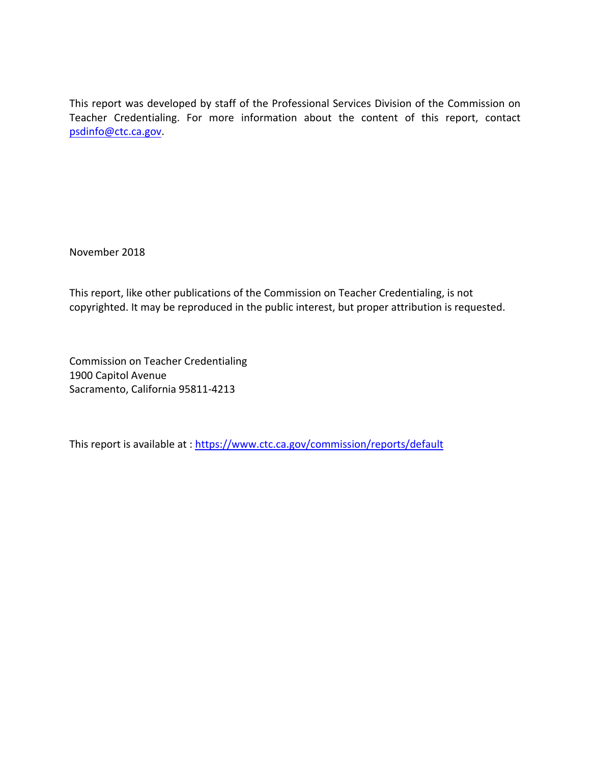This report was developed by staff of the Professional Services Division of the Commission on Teacher Credentialing. For more information about the content of this report, contact [psdinfo@ctc.ca.gov](mailto:psdinfo@ctc.ca.gov).

November 2018

This report, like other publications of the Commission on Teacher Credentialing, is not copyrighted. It may be reproduced in the public interest, but proper attribution is requested.

Commission on Teacher Credentialing
1900 Capitol Avenue
Sacramento, California 95811-4213

This report is available at : [https://www.ctc.ca.gov/commission/reports/default](https://www.ctc.ca.gov/commission/reports/default)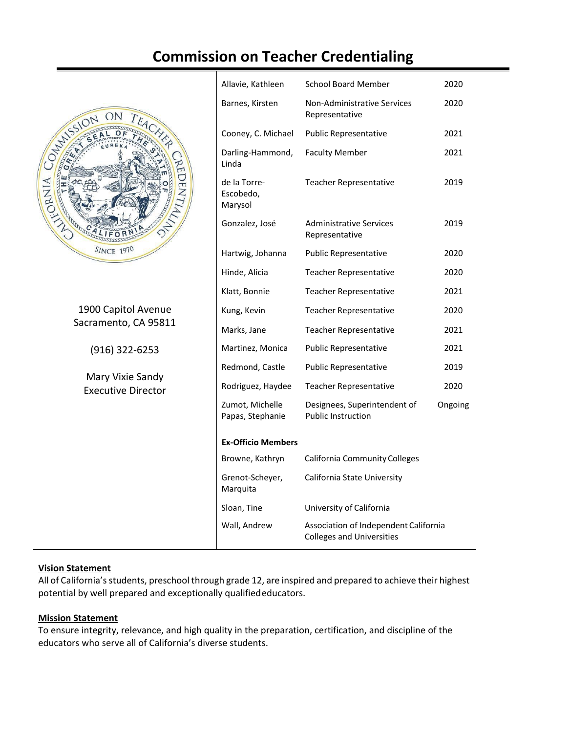# Commission on Teacher Credentialing

1900 Capitol Avenue
Sacramento, CA 95811

(916) 322-6253

Mary Vixie Sandy
Executive Director

| | | |
|---|---|---|
| Allavie, Kathleen | School Board Member | 2020 |
| Barnes, Kirsten | Non-Administrative Services Representative | 2020 |
| Cooney, C. Michael | Public Representative | 2021 |
| Darling-Hammond, Linda | Faculty Member | 2021 |
| de la Torre-Escobedo, Marysol | Teacher Representative | 2019 |
| Gonzalez, José | Administrative Services Representative | 2019 |
| Hartwig, Johanna | Public Representative | 2020 |
| Hinde, Alicia | Teacher Representative | 2020 |
| Klatt, Bonnie | Teacher Representative | 2021 |
| Kung, Kevin | Teacher Representative | 2020 |
| Marks, Jane | Teacher Representative | 2021 |
| Martinez, Monica | Public Representative | 2021 |
| Redmond, Castle | Public Representative | 2019 |
| Rodriguez, Haydee | Teacher Representative | 2020 |
| Zumot, Michelle<br>Papas, Stephanie | Designees, Superintendent of Public Instruction | Ongoing |

**Ex-Officio Members**

| | |
|---|---|
| Browne, Kathryn | California Community Colleges |
| Grenot-Scheyer, Marquita | California State University |
| Sloan, Tine | University of California |
| Wall, Andrew | Association of Independent California Colleges and Universities |

**Vision Statement**

All of California's students, preschool through grade 12, are inspired and prepared to achieve their highest potential by well prepared and exceptionally qualified educators.

**Mission Statement**

To ensure integrity, relevance, and high quality in the preparation, certification, and discipline of the educators who serve all of California's diverse students.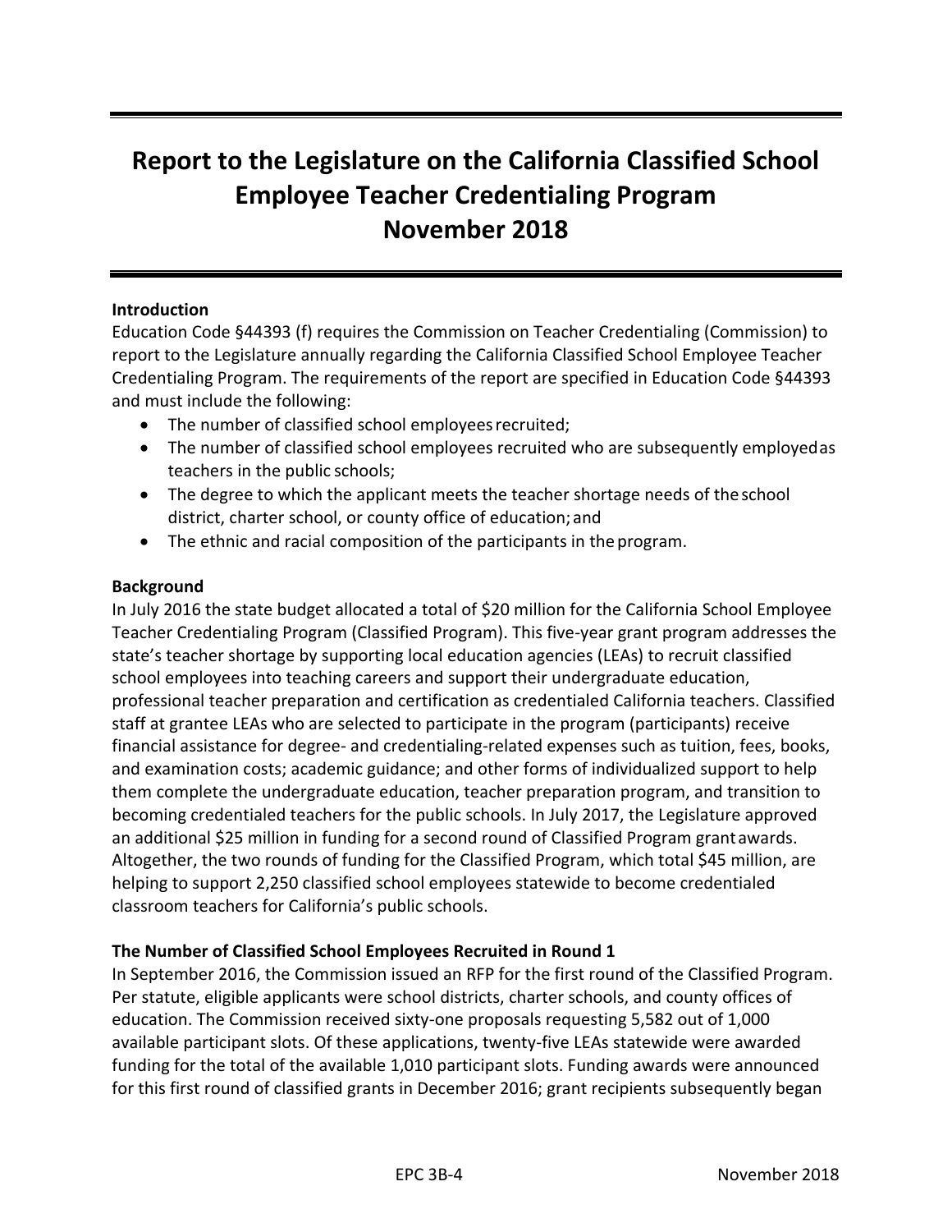# Report to the Legislature on the California Classified School Employee Teacher Credentialing Program November 2018

### Introduction

Education Code §44393 (f) requires the Commission on Teacher Credentialing (Commission) to report to the Legislature annually regarding the California Classified School Employee Teacher Credentialing Program. The requirements of the report are specified in Education Code §44393 and must include the following:

- The number of classified school employees recruited;
- The number of classified school employees recruited who are subsequently employed as teachers in the public schools;
- The degree to which the applicant meets the teacher shortage needs of the school district, charter school, or county office of education; and
- The ethnic and racial composition of the participants in the program.

### Background

In July 2016 the state budget allocated a total of $20 million for the California School Employee Teacher Credentialing Program (Classified Program). This five-year grant program addresses the state's teacher shortage by supporting local education agencies (LEAs) to recruit classified school employees into teaching careers and support their undergraduate education, professional teacher preparation and certification as credentialed California teachers. Classified staff at grantee LEAs who are selected to participate in the program (participants) receive financial assistance for degree- and credentialing-related expenses such as tuition, fees, books, and examination costs; academic guidance; and other forms of individualized support to help them complete the undergraduate education, teacher preparation program, and transition to becoming credentialed teachers for the public schools. In July 2017, the Legislature approved an additional $25 million in funding for a second round of Classified Program grant awards. Altogether, the two rounds of funding for the Classified Program, which total $45 million, are helping to support 2,250 classified school employees statewide to become credentialed classroom teachers for California's public schools.

### The Number of Classified School Employees Recruited in Round 1

In September 2016, the Commission issued an RFP for the first round of the Classified Program. Per statute, eligible applicants were school districts, charter schools, and county offices of education. The Commission received sixty-one proposals requesting 5,582 out of 1,000 available participant slots. Of these applications, twenty-five LEAs statewide were awarded funding for the total of the available 1,010 participant slots. Funding awards were announced for this first round of classified grants in December 2016; grant recipients subsequently began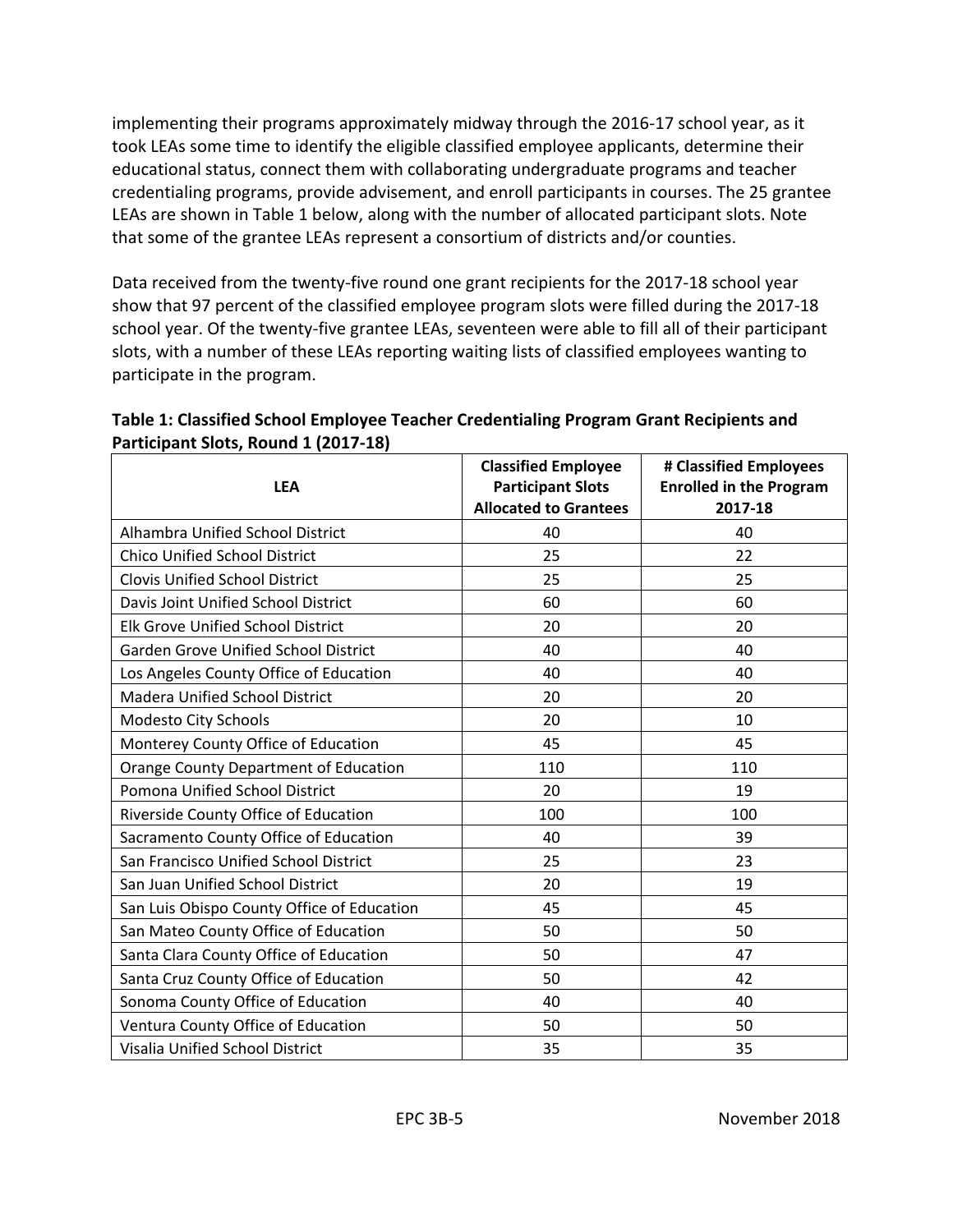implementing their programs approximately midway through the 2016-17 school year, as it took LEAs some time to identify the eligible classified employee applicants, determine their educational status, connect them with collaborating undergraduate programs and teacher credentialing programs, provide advisement, and enroll participants in courses. The 25 grantee LEAs are shown in Table 1 below, along with the number of allocated participant slots. Note that some of the grantee LEAs represent a consortium of districts and/or counties.

Data received from the twenty-five round one grant recipients for the 2017-18 school year show that 97 percent of the classified employee program slots were filled during the 2017-18 school year. Of the twenty-five grantee LEAs, seventeen were able to fill all of their participant slots, with a number of these LEAs reporting waiting lists of classified employees wanting to participate in the program.

**Table 1: Classified School Employee Teacher Credentialing Program Grant Recipients and Participant Slots, Round 1 (2017-18)**

| LEA | Classified Employee Participant Slots Allocated to Grantees | # Classified Employees Enrolled in the Program 2017-18 |
|---|---|---|
| Alhambra Unified School District | 40 | 40 |
| Chico Unified School District | 25 | 22 |
| Clovis Unified School District | 25 | 25 |
| Davis Joint Unified School District | 60 | 60 |
| Elk Grove Unified School District | 20 | 20 |
| Garden Grove Unified School District | 40 | 40 |
| Los Angeles County Office of Education | 40 | 40 |
| Madera Unified School District | 20 | 20 |
| Modesto City Schools | 20 | 10 |
| Monterey County Office of Education | 45 | 45 |
| Orange County Department of Education | 110 | 110 |
| Pomona Unified School District | 20 | 19 |
| Riverside County Office of Education | 100 | 100 |
| Sacramento County Office of Education | 40 | 39 |
| San Francisco Unified School District | 25 | 23 |
| San Juan Unified School District | 20 | 19 |
| San Luis Obispo County Office of Education | 45 | 45 |
| San Mateo County Office of Education | 50 | 50 |
| Santa Clara County Office of Education | 50 | 47 |
| Santa Cruz County Office of Education | 50 | 42 |
| Sonoma County Office of Education | 40 | 40 |
| Ventura County Office of Education | 50 | 50 |
| Visalia Unified School District | 35 | 35 |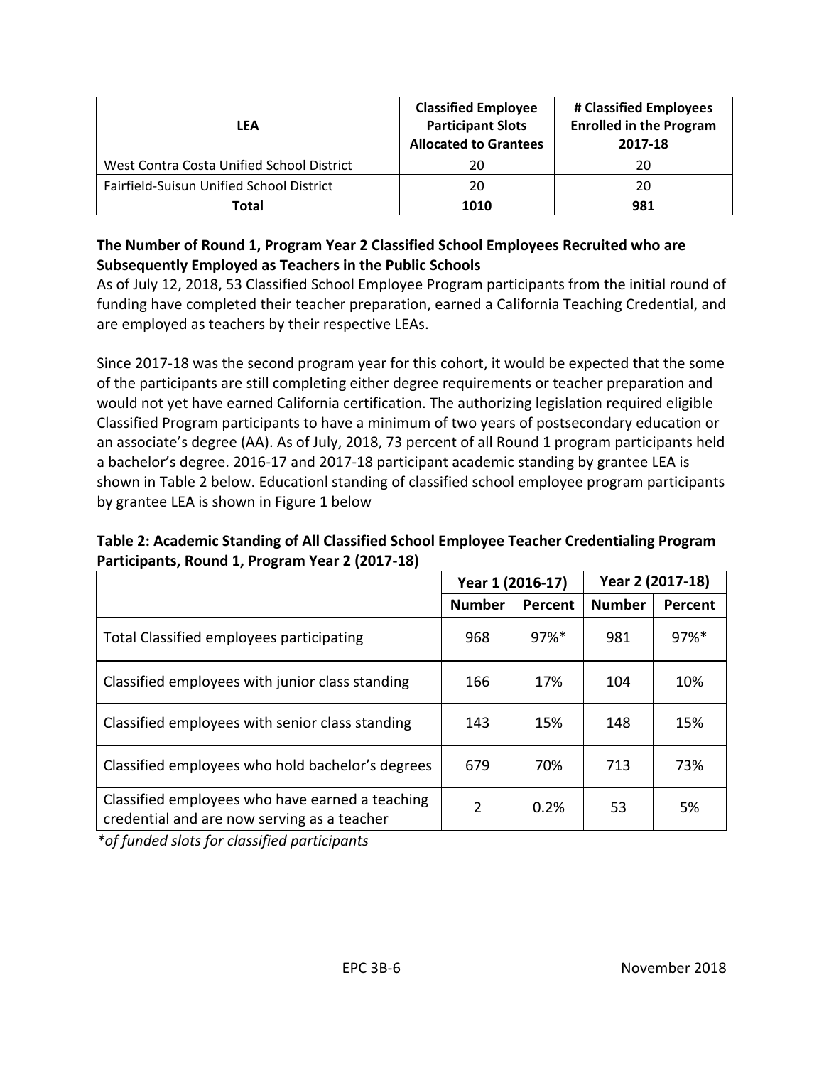| LEA | Classified Employee Participant Slots Allocated to Grantees | # Classified Employees Enrolled in the Program 2017-18 |
|---|---|---|
| West Contra Costa Unified School District | 20 | 20 |
| Fairfield-Suisun Unified School District | 20 | 20 |
| **Total** | **1010** | **981** |

**The Number of Round 1, Program Year 2 Classified School Employees Recruited who are Subsequently Employed as Teachers in the Public Schools**

As of July 12, 2018, 53 Classified School Employee Program participants from the initial round of funding have completed their teacher preparation, earned a California Teaching Credential, and are employed as teachers by their respective LEAs.

Since 2017-18 was the second program year for this cohort, it would be expected that the some of the participants are still completing either degree requirements or teacher preparation and would not yet have earned California certification. The authorizing legislation required eligible Classified Program participants to have a minimum of two years of postsecondary education or an associate's degree (AA). As of July, 2018, 73 percent of all Round 1 program participants held a bachelor's degree. 2016-17 and 2017-18 participant academic standing by grantee LEA is shown in Table 2 below. Educationl standing of classified school employee program participants by grantee LEA is shown in Figure 1 below

**Table 2: Academic Standing of All Classified School Employee Teacher Credentialing Program Participants, Round 1, Program Year 2 (2017-18)**

| | Year 1 (2016-17) | | Year 2 (2017-18) | |
|---|---|---|---|---|
| | **Number** | **Percent** | **Number** | **Percent** |
| Total Classified employees participating | 968 | 97%* | 981 | 97%* |
| Classified employees with junior class standing | 166 | 17% | 104 | 10% |
| Classified employees with senior class standing | 143 | 15% | 148 | 15% |
| Classified employees who hold bachelor's degrees | 679 | 70% | 713 | 73% |
| Classified employees who have earned a teaching credential and are now serving as a teacher | 2 | 0.2% | 53 | 5% |

*\*of funded slots for classified participants*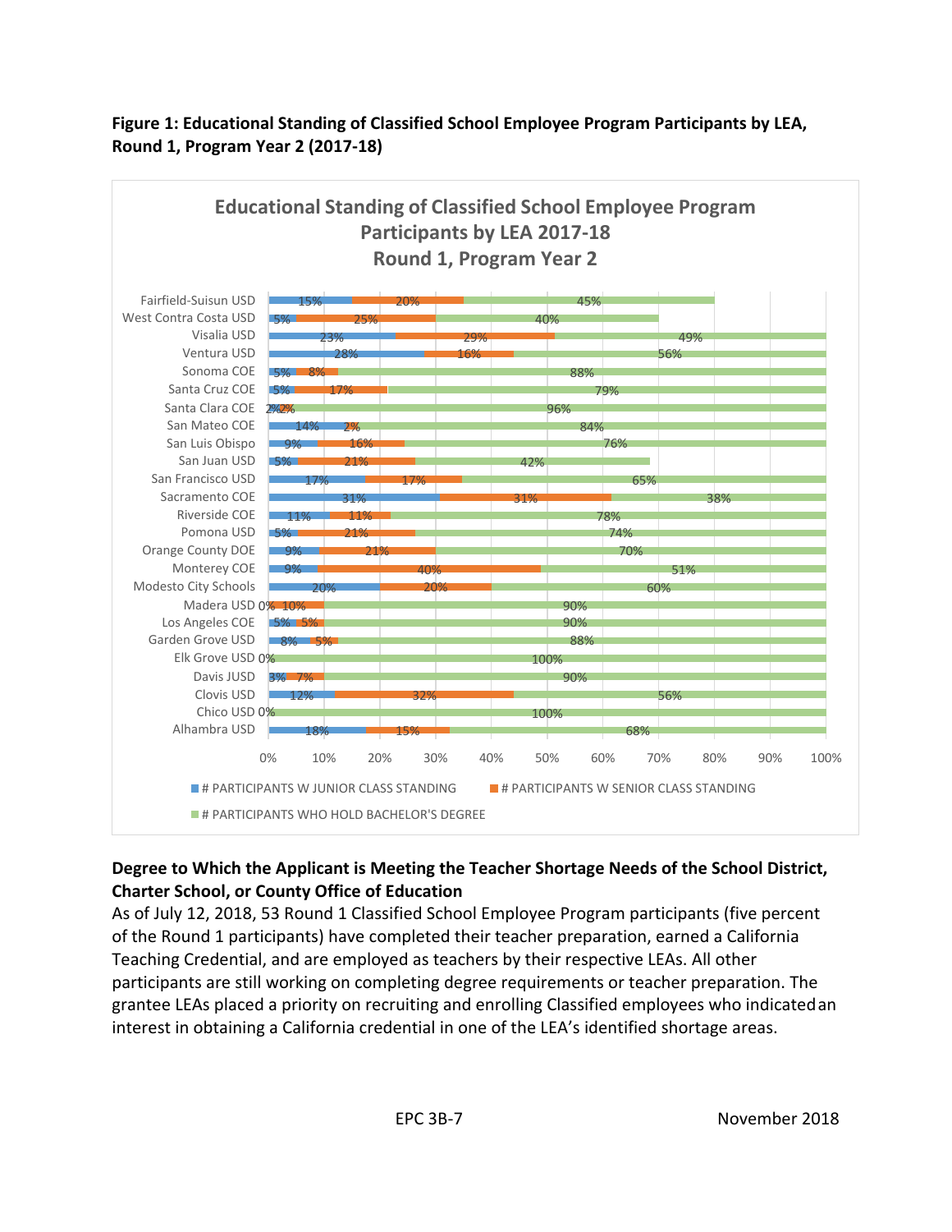**Figure 1: Educational Standing of Classified School Employee Program Participants by LEA, Round 1, Program Year 2 (2017-18)**

**Educational Standing of Classified School Employee Program Participants by LEA 2017-18**
**Round 1, Program Year 2**

| LEA | # Participants w Junior Class Standing | # Participants w Senior Class Standing | # Participants Who Hold Bachelor's Degree |
|---|---|---|---|
| Fairfield-Suisun USD | 15% | 20% | 45% |
| West Contra Costa USD | 5% | 25% | 40% |
| Visalia USD | 23% | 29% | 49% |
| Ventura USD | 28% | 16% | 56% |
| Sonoma COE | 5% | 8% | 88% |
| Santa Cruz COE | 5% | 17% | 79% |
| Santa Clara COE | 2% | 2% | 96% |
| San Mateo COE | 14% | 2% | 84% |
| San Luis Obispo | 9% | 16% | 76% |
| San Juan USD | 5% | 21% | 42% |
| San Francisco USD | 17% | 17% | 65% |
| Sacramento COE | 31% | 31% | 38% |
| Riverside COE | 11% | 11% | 78% |
| Pomona USD | 5% | 21% | 74% |
| Orange County DOE | 9% | 21% | 70% |
| Monterey COE | 9% | 40% | 51% |
| Modesto City Schools | 20% | 20% | 60% |
| Madera USD | 0% | 10% | 90% |
| Los Angeles COE | 5% | 5% | 90% |
| Garden Grove USD | 8% | 5% | 88% |
| Elk Grove USD | 0% | | 100% |
| Davis JUSD | 3% | 7% | 90% |
| Clovis USD | 12% | 32% | 56% |
| Chico USD | 0% | | 100% |
| Alhambra USD | 18% | 15% | 68% |

### Degree to Which the Applicant is Meeting the Teacher Shortage Needs of the School District, Charter School, or County Office of Education

As of July 12, 2018, 53 Round 1 Classified School Employee Program participants (five percent of the Round 1 participants) have completed their teacher preparation, earned a California Teaching Credential, and are employed as teachers by their respective LEAs. All other participants are still working on completing degree requirements or teacher preparation. The grantee LEAs placed a priority on recruiting and enrolling Classified employees who indicated an interest in obtaining a California credential in one of the LEA's identified shortage areas.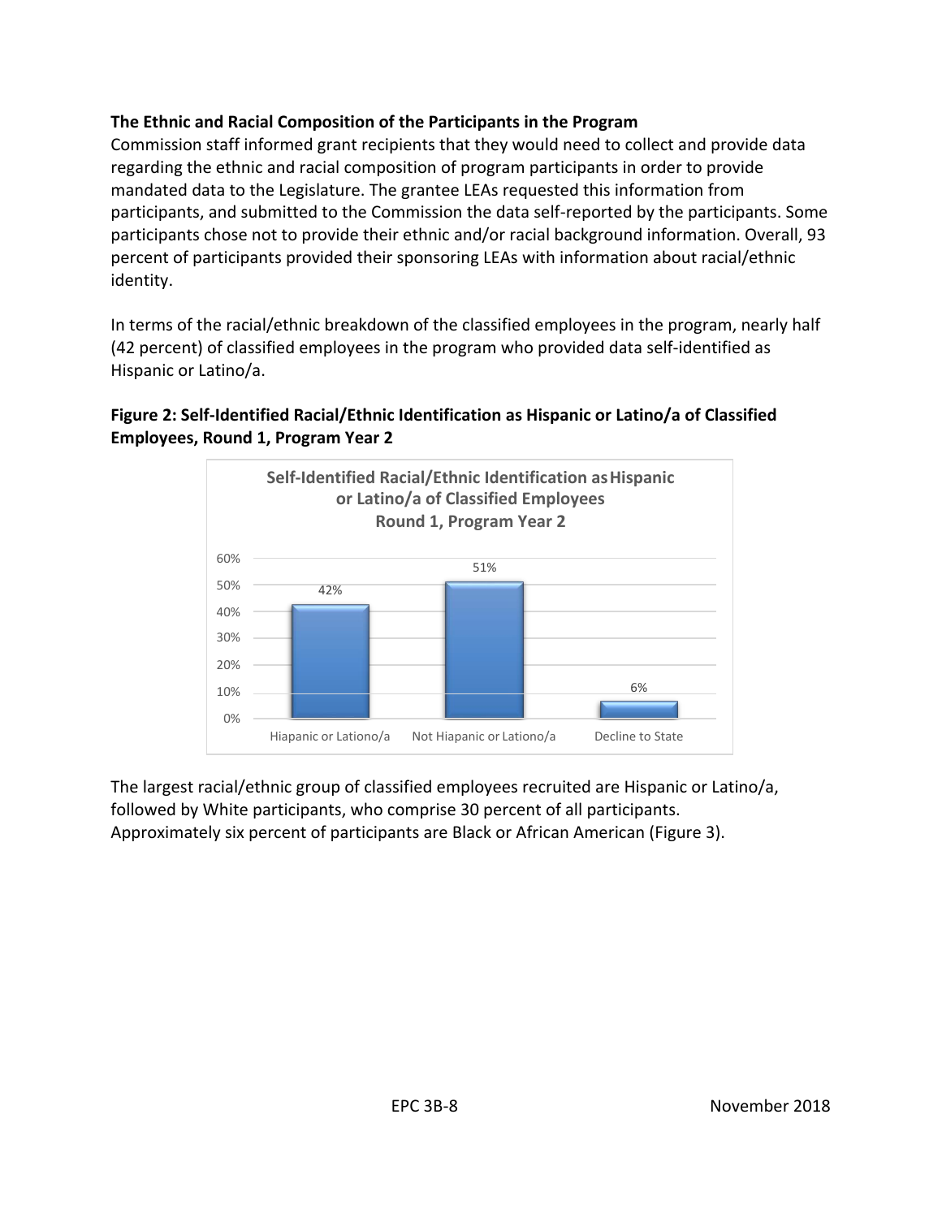**The Ethnic and Racial Composition of the Participants in the Program**

Commission staff informed grant recipients that they would need to collect and provide data regarding the ethnic and racial composition of program participants in order to provide mandated data to the Legislature. The grantee LEAs requested this information from participants, and submitted to the Commission the data self-reported by the participants. Some participants chose not to provide their ethnic and/or racial background information. Overall, 93 percent of participants provided their sponsoring LEAs with information about racial/ethnic identity.

In terms of the racial/ethnic breakdown of the classified employees in the program, nearly half (42 percent) of classified employees in the program who provided data self-identified as Hispanic or Latino/a.

**Figure 2: Self-Identified Racial/Ethnic Identification as Hispanic or Latino/a of Classified Employees, Round 1, Program Year 2**

| Self-Identified Racial/Ethnic Identification as Hispanic or Latino/a of Classified Employees Round 1, Program Year 2 | |
|---|---|
| Hiapanic or Lationo/a | 42% |
| Not Hiapanic or Lationo/a | 51% |
| Decline to State | 6% |

The largest racial/ethnic group of classified employees recruited are Hispanic or Latino/a, followed by White participants, who comprise 30 percent of all participants. Approximately six percent of participants are Black or African American (Figure 3).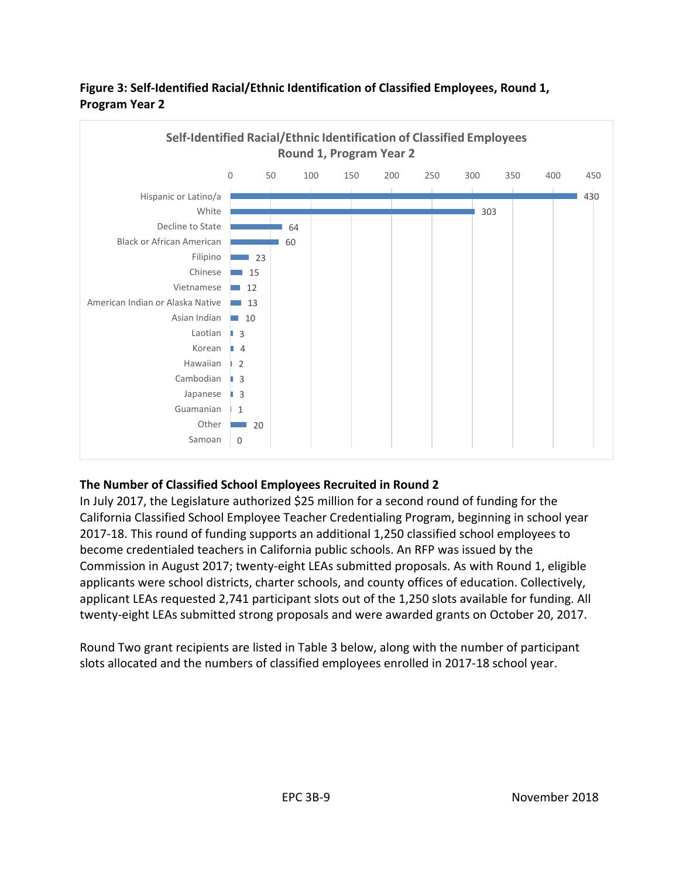**Figure 3: Self-Identified Racial/Ethnic Identification of Classified Employees, Round 1, Program Year 2**

| Self-Identified Racial/Ethnic Identification | Number |
|---|---|
| Hispanic or Latino/a | 430 |
| White | 303 |
| Decline to State | 64 |
| Black or African American | 60 |
| Filipino | 23 |
| Chinese | 15 |
| Vietnamese | 12 |
| American Indian or Alaska Native | 13 |
| Asian Indian | 10 |
| Laotian | 3 |
| Korean | 4 |
| Hawaiian | 2 |
| Cambodian | 3 |
| Japanese | 3 |
| Guamanian | 1 |
| Other | 20 |
| Samoan | 0 |

### The Number of Classified School Employees Recruited in Round 2

In July 2017, the Legislature authorized $25 million for a second round of funding for the California Classified School Employee Teacher Credentialing Program, beginning in school year 2017-18. This round of funding supports an additional 1,250 classified school employees to become credentialed teachers in California public schools. An RFP was issued by the Commission in August 2017; twenty-eight LEAs submitted proposals. As with Round 1, eligible applicants were school districts, charter schools, and county offices of education. Collectively, applicant LEAs requested 2,741 participant slots out of the 1,250 slots available for funding. All twenty-eight LEAs submitted strong proposals and were awarded grants on October 20, 2017.

Round Two grant recipients are listed in Table 3 below, along with the number of participant slots allocated and the numbers of classified employees enrolled in 2017-18 school year.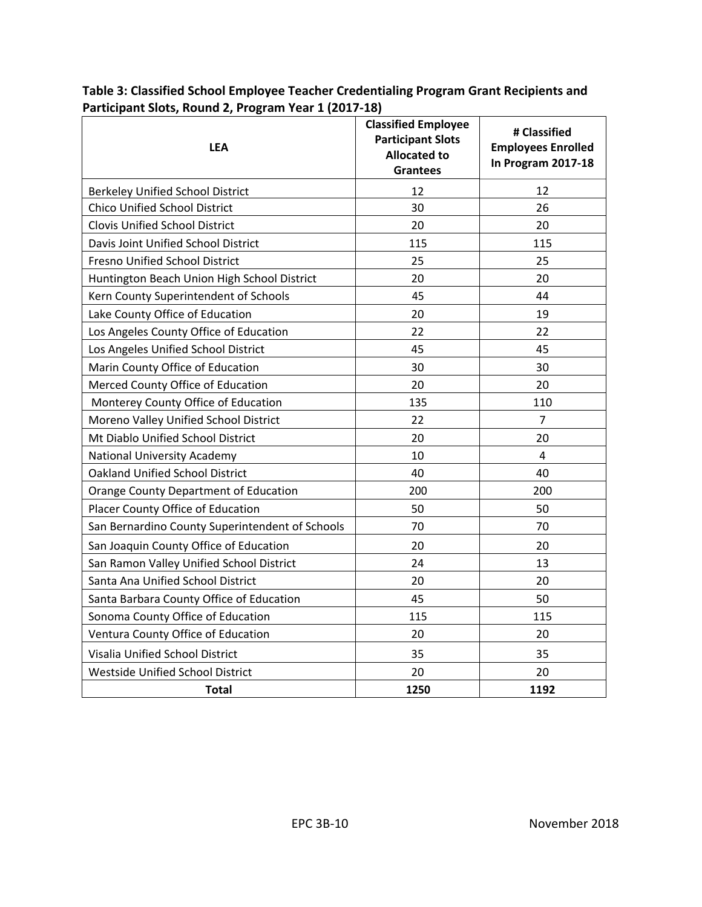**Table 3: Classified School Employee Teacher Credentialing Program Grant Recipients and Participant Slots, Round 2, Program Year 1 (2017-18)**

| LEA | Classified Employee Participant Slots Allocated to Grantees | # Classified Employees Enrolled In Program 2017-18 |
|---|---|---|
| Berkeley Unified School District | 12 | 12 |
| Chico Unified School District | 30 | 26 |
| Clovis Unified School District | 20 | 20 |
| Davis Joint Unified School District | 115 | 115 |
| Fresno Unified School District | 25 | 25 |
| Huntington Beach Union High School District | 20 | 20 |
| Kern County Superintendent of Schools | 45 | 44 |
| Lake County Office of Education | 20 | 19 |
| Los Angeles County Office of Education | 22 | 22 |
| Los Angeles Unified School District | 45 | 45 |
| Marin County Office of Education | 30 | 30 |
| Merced County Office of Education | 20 | 20 |
| Monterey County Office of Education | 135 | 110 |
| Moreno Valley Unified School District | 22 | 7 |
| Mt Diablo Unified School District | 20 | 20 |
| National University Academy | 10 | 4 |
| Oakland Unified School District | 40 | 40 |
| Orange County Department of Education | 200 | 200 |
| Placer County Office of Education | 50 | 50 |
| San Bernardino County Superintendent of Schools | 70 | 70 |
| San Joaquin County Office of Education | 20 | 20 |
| San Ramon Valley Unified School District | 24 | 13 |
| Santa Ana Unified School District | 20 | 20 |
| Santa Barbara County Office of Education | 45 | 50 |
| Sonoma County Office of Education | 115 | 115 |
| Ventura County Office of Education | 20 | 20 |
| Visalia Unified School District | 35 | 35 |
| Westside Unified School District | 20 | 20 |
| **Total** | **1250** | **1192** |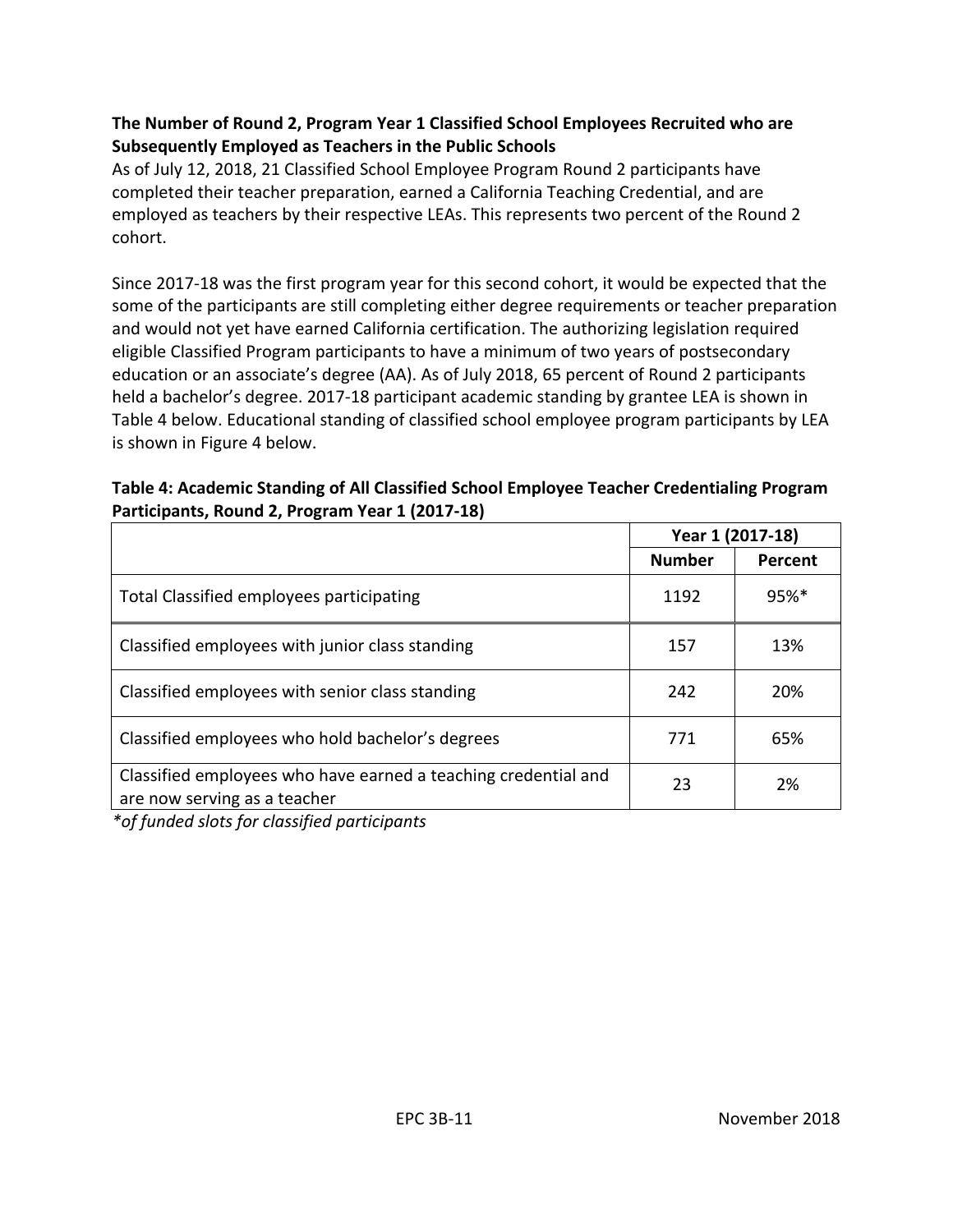**The Number of Round 2, Program Year 1 Classified School Employees Recruited who are Subsequently Employed as Teachers in the Public Schools**

As of July 12, 2018, 21 Classified School Employee Program Round 2 participants have completed their teacher preparation, earned a California Teaching Credential, and are employed as teachers by their respective LEAs. This represents two percent of the Round 2 cohort.

Since 2017-18 was the first program year for this second cohort, it would be expected that the some of the participants are still completing either degree requirements or teacher preparation and would not yet have earned California certification. The authorizing legislation required eligible Classified Program participants to have a minimum of two years of postsecondary education or an associate's degree (AA). As of July 2018, 65 percent of Round 2 participants held a bachelor's degree. 2017-18 participant academic standing by grantee LEA is shown in Table 4 below. Educational standing of classified school employee program participants by LEA is shown in Figure 4 below.

**Table 4: Academic Standing of All Classified School Employee Teacher Credentialing Program Participants, Round 2, Program Year 1 (2017-18)**

| | Year 1 (2017-18) | |
|---|---|---|
| | **Number** | **Percent** |
| Total Classified employees participating | 1192 | 95%* |
| Classified employees with junior class standing | 157 | 13% |
| Classified employees with senior class standing | 242 | 20% |
| Classified employees who hold bachelor's degrees | 771 | 65% |
| Classified employees who have earned a teaching credential and are now serving as a teacher | 23 | 2% |

*\*of funded slots for classified participants*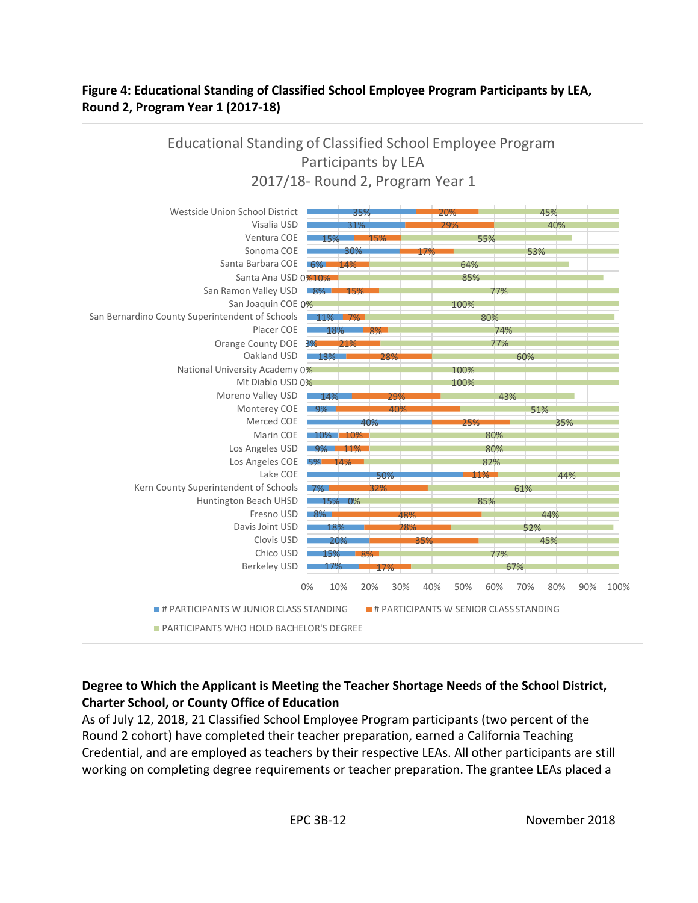**Figure 4: Educational Standing of Classified School Employee Program Participants by LEA, Round 2, Program Year 1 (2017-18)**

Educational Standing of Classified School Employee Program Participants by LEA
2017/18- Round 2, Program Year 1

| LEA | # Participants w Junior Class Standing | # Participants w Senior Class Standing | Participants Who Hold Bachelor's Degree |
|---|---|---|---|
| Westside Union School District | 35% | 20% | 45% |
| Visalia USD | 31% | 29% | 40% |
| Ventura COE | 15% | 15% | 55% |
| Sonoma COE | 30% | 17% | 53% |
| Santa Barbara COE | 6% | 14% | 64% |
| Santa Ana USD | 0% | 10% | 85% |
| San Ramon Valley USD | 8% | 15% | 77% |
| San Joaquin COE | 0% | | 100% |
| San Bernardino County Superintendent of Schools | 11% | 7% | 80% |
| Placer COE | 18% | 8% | 74% |
| Orange County DOE | 3% | 21% | 77% |
| Oakland USD | 13% | 28% | 60% |
| National University Academy | 0% | | 100% |
| Mt Diablo USD | 0% | | 100% |
| Moreno Valley USD | 14% | 29% | 43% |
| Monterey COE | 9% | 40% | 51% |
| Merced COE | 40% | 25% | 35% |
| Marin COE | 10% | 10% | 80% |
| Los Angeles USD | 9% | 11% | 80% |
| Los Angeles COE | 5% | 14% | 82% |
| Lake COE | 50% | 11% | 44% |
| Kern County Superintendent of Schools | 7% | 32% | 61% |
| Huntington Beach UHSD | 15% | 0% | 85% |
| Fresno USD | 8% | 48% | 44% |
| Davis Joint USD | 18% | 28% | 52% |
| Clovis USD | 20% | 35% | 45% |
| Chico USD | 15% | 8% | 77% |
| Berkeley USD | 17% | 17% | 67% |

## Degree to Which the Applicant is Meeting the Teacher Shortage Needs of the School District, Charter School, or County Office of Education

As of July 12, 2018, 21 Classified School Employee Program participants (two percent of the Round 2 cohort) have completed their teacher preparation, earned a California Teaching Credential, and are employed as teachers by their respective LEAs. All other participants are still working on completing degree requirements or teacher preparation. The grantee LEAs placed a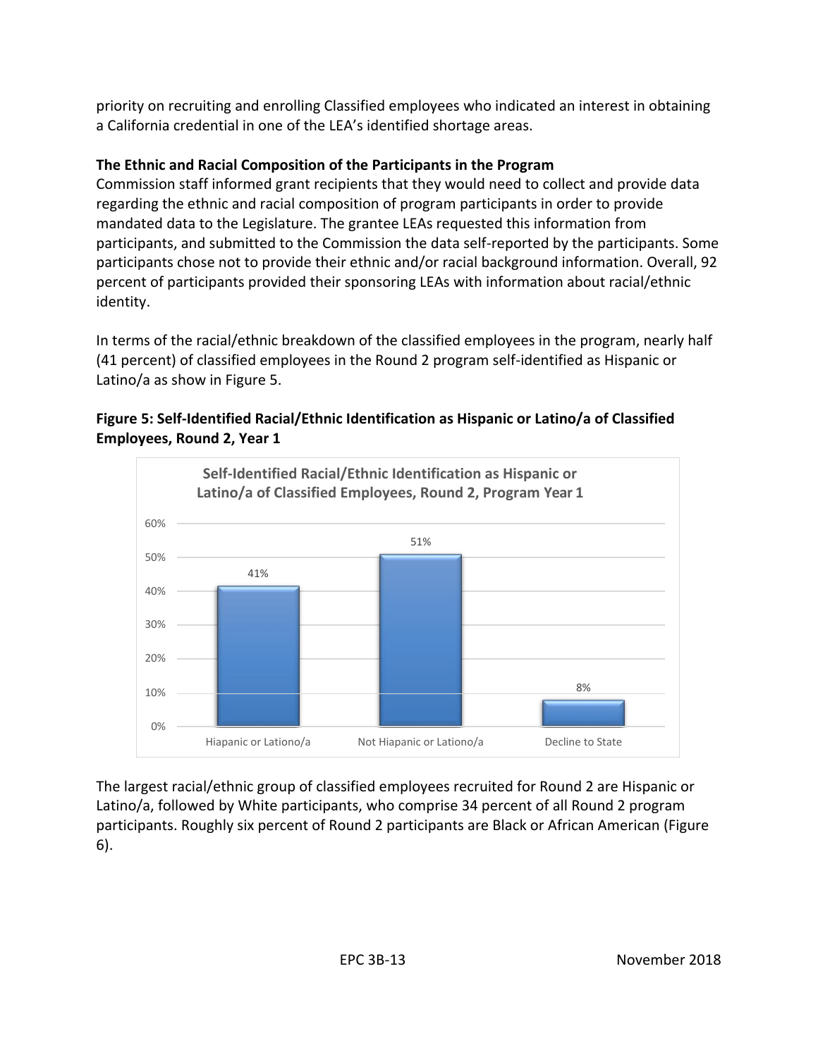priority on recruiting and enrolling Classified employees who indicated an interest in obtaining a California credential in one of the LEA's identified shortage areas.

**The Ethnic and Racial Composition of the Participants in the Program**

Commission staff informed grant recipients that they would need to collect and provide data regarding the ethnic and racial composition of program participants in order to provide mandated data to the Legislature. The grantee LEAs requested this information from participants, and submitted to the Commission the data self-reported by the participants. Some participants chose not to provide their ethnic and/or racial background information. Overall, 92 percent of participants provided their sponsoring LEAs with information about racial/ethnic identity.

In terms of the racial/ethnic breakdown of the classified employees in the program, nearly half (41 percent) of classified employees in the Round 2 program self-identified as Hispanic or Latino/a as show in Figure 5.

**Figure 5: Self-Identified Racial/Ethnic Identification as Hispanic or Latino/a of Classified Employees, Round 2, Year 1**

**Self-Identified Racial/Ethnic Identification as Hispanic or Latino/a of Classified Employees, Round 2, Program Year 1**

| Category | Percent |
| --- | --- |
| Hiapanic or Lationo/a | 41% |
| Not Hiapanic or Lationo/a | 51% |
| Decline to State | 8% |

The largest racial/ethnic group of classified employees recruited for Round 2 are Hispanic or Latino/a, followed by White participants, who comprise 34 percent of all Round 2 program participants. Roughly six percent of Round 2 participants are Black or African American (Figure 6).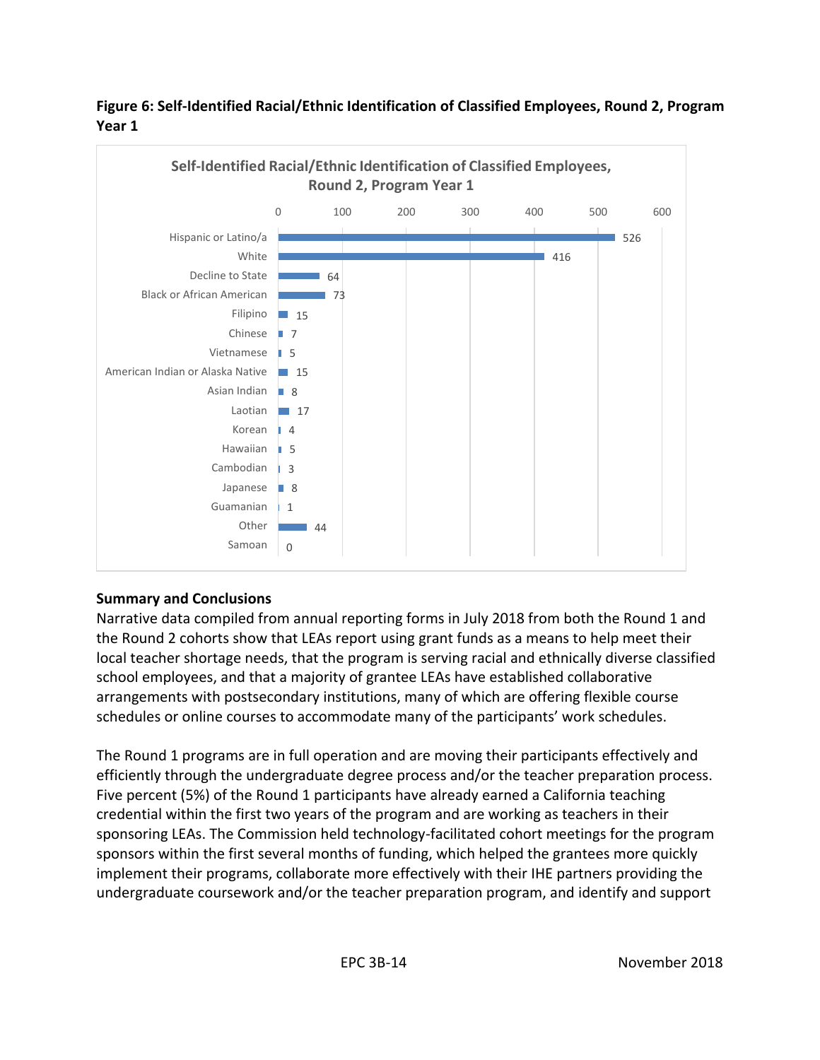**Figure 6: Self-Identified Racial/Ethnic Identification of Classified Employees, Round 2, Program Year 1**

| Self-Identified Racial/Ethnic Identification of Classified Employees, Round 2, Program Year 1 | Count |
|---|---|
| Hispanic or Latino/a | 526 |
| White | 416 |
| Decline to State | 64 |
| Black or African American | 73 |
| Filipino | 15 |
| Chinese | 7 |
| Vietnamese | 5 |
| American Indian or Alaska Native | 15 |
| Asian Indian | 8 |
| Laotian | 17 |
| Korean | 4 |
| Hawaiian | 5 |
| Cambodian | 3 |
| Japanese | 8 |
| Guamanian | 1 |
| Other | 44 |
| Samoan | 0 |

## Summary and Conclusions

Narrative data compiled from annual reporting forms in July 2018 from both the Round 1 and the Round 2 cohorts show that LEAs report using grant funds as a means to help meet their local teacher shortage needs, that the program is serving racial and ethnically diverse classified school employees, and that a majority of grantee LEAs have established collaborative arrangements with postsecondary institutions, many of which are offering flexible course schedules or online courses to accommodate many of the participants' work schedules.

The Round 1 programs are in full operation and are moving their participants effectively and efficiently through the undergraduate degree process and/or the teacher preparation process. Five percent (5%) of the Round 1 participants have already earned a California teaching credential within the first two years of the program and are working as teachers in their sponsoring LEAs. The Commission held technology-facilitated cohort meetings for the program sponsors within the first several months of funding, which helped the grantees more quickly implement their programs, collaborate more effectively with their IHE partners providing the undergraduate coursework and/or the teacher preparation program, and identify and support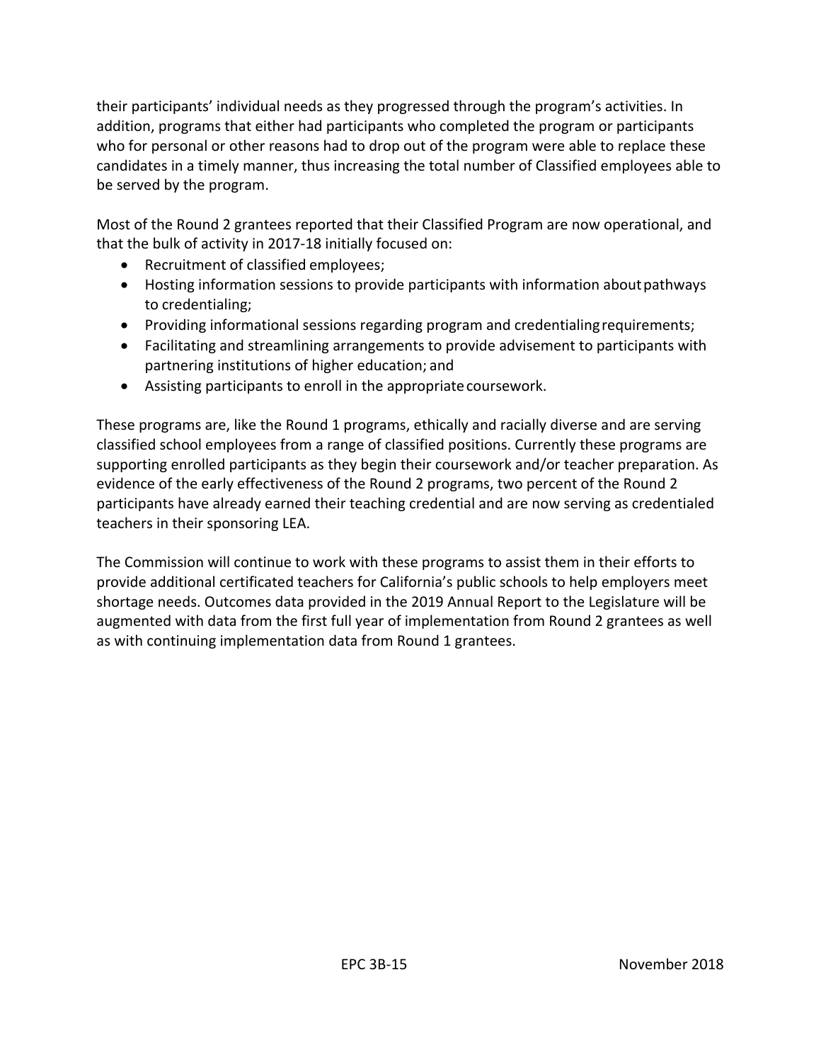their participants' individual needs as they progressed through the program's activities. In addition, programs that either had participants who completed the program or participants who for personal or other reasons had to drop out of the program were able to replace these candidates in a timely manner, thus increasing the total number of Classified employees able to be served by the program.

Most of the Round 2 grantees reported that their Classified Program are now operational, and that the bulk of activity in 2017-18 initially focused on:

- Recruitment of classified employees;
- Hosting information sessions to provide participants with information about pathways to credentialing;
- Providing informational sessions regarding program and credentialing requirements;
- Facilitating and streamlining arrangements to provide advisement to participants with partnering institutions of higher education; and
- Assisting participants to enroll in the appropriate coursework.

These programs are, like the Round 1 programs, ethically and racially diverse and are serving classified school employees from a range of classified positions. Currently these programs are supporting enrolled participants as they begin their coursework and/or teacher preparation. As evidence of the early effectiveness of the Round 2 programs, two percent of the Round 2 participants have already earned their teaching credential and are now serving as credentialed teachers in their sponsoring LEA.

The Commission will continue to work with these programs to assist them in their efforts to provide additional certificated teachers for California's public schools to help employers meet shortage needs. Outcomes data provided in the 2019 Annual Report to the Legislature will be augmented with data from the first full year of implementation from Round 2 grantees as well as with continuing implementation data from Round 1 grantees.